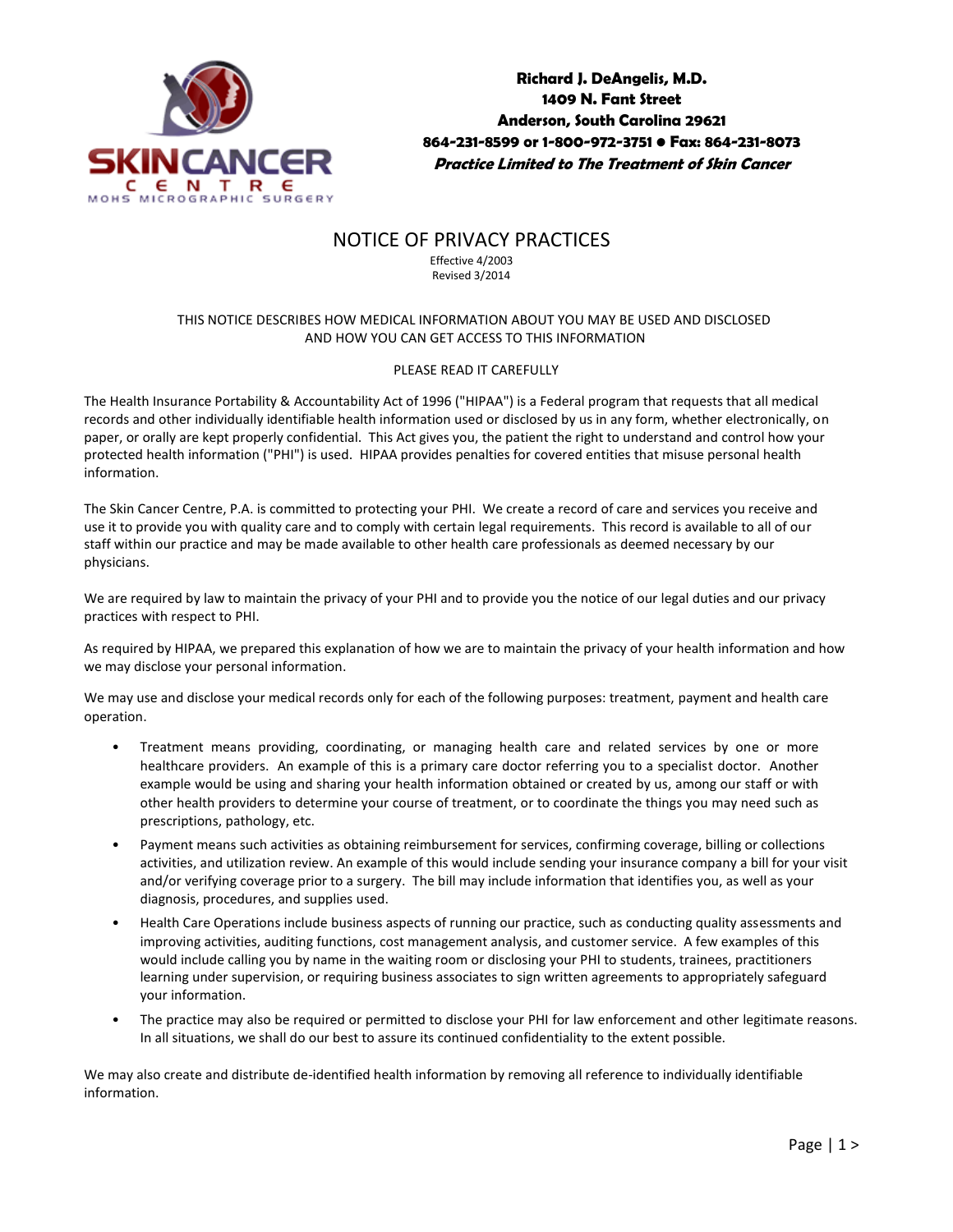SKIN CANCER CENTRE

MOHS MICROGRAPHIC SURGERY

**Richard J. DeAngelis, M.D.**
**1409 N. Fant Street**
**Anderson, South Carolina 29621**
**864-231-8599 or 1-800-972-3751 ● Fax: 864-231-8073**
***Practice Limited to The Treatment of Skin Cancer***

# NOTICE OF PRIVACY PRACTICES

Effective 4/2003
Revised 3/2014

THIS NOTICE DESCRIBES HOW MEDICAL INFORMATION ABOUT YOU MAY BE USED AND DISCLOSED AND HOW YOU CAN GET ACCESS TO THIS INFORMATION

PLEASE READ IT CAREFULLY

The Health Insurance Portability & Accountability Act of 1996 ("HIPAA") is a Federal program that requests that all medical records and other individually identifiable health information used or disclosed by us in any form, whether electronically, on paper, or orally are kept properly confidential. This Act gives you, the patient the right to understand and control how your protected health information ("PHI") is used. HIPAA provides penalties for covered entities that misuse personal health information.

The Skin Cancer Centre, P.A. is committed to protecting your PHI. We create a record of care and services you receive and use it to provide you with quality care and to comply with certain legal requirements. This record is available to all of our staff within our practice and may be made available to other health care professionals as deemed necessary by our physicians.

We are required by law to maintain the privacy of your PHI and to provide you the notice of our legal duties and our privacy practices with respect to PHI.

As required by HIPAA, we prepared this explanation of how we are to maintain the privacy of your health information and how we may disclose your personal information.

We may use and disclose your medical records only for each of the following purposes: treatment, payment and health care operation.

- Treatment means providing, coordinating, or managing health care and related services by one or more healthcare providers. An example of this is a primary care doctor referring you to a specialist doctor. Another example would be using and sharing your health information obtained or created by us, among our staff or with other health providers to determine your course of treatment, or to coordinate the things you may need such as prescriptions, pathology, etc.
- Payment means such activities as obtaining reimbursement for services, confirming coverage, billing or collections activities, and utilization review. An example of this would include sending your insurance company a bill for your visit and/or verifying coverage prior to a surgery. The bill may include information that identifies you, as well as your diagnosis, procedures, and supplies used.
- Health Care Operations include business aspects of running our practice, such as conducting quality assessments and improving activities, auditing functions, cost management analysis, and customer service. A few examples of this would include calling you by name in the waiting room or disclosing your PHI to students, trainees, practitioners learning under supervision, or requiring business associates to sign written agreements to appropriately safeguard your information.
- The practice may also be required or permitted to disclose your PHI for law enforcement and other legitimate reasons. In all situations, we shall do our best to assure its continued confidentiality to the extent possible.

We may also create and distribute de-identified health information by removing all reference to individually identifiable information.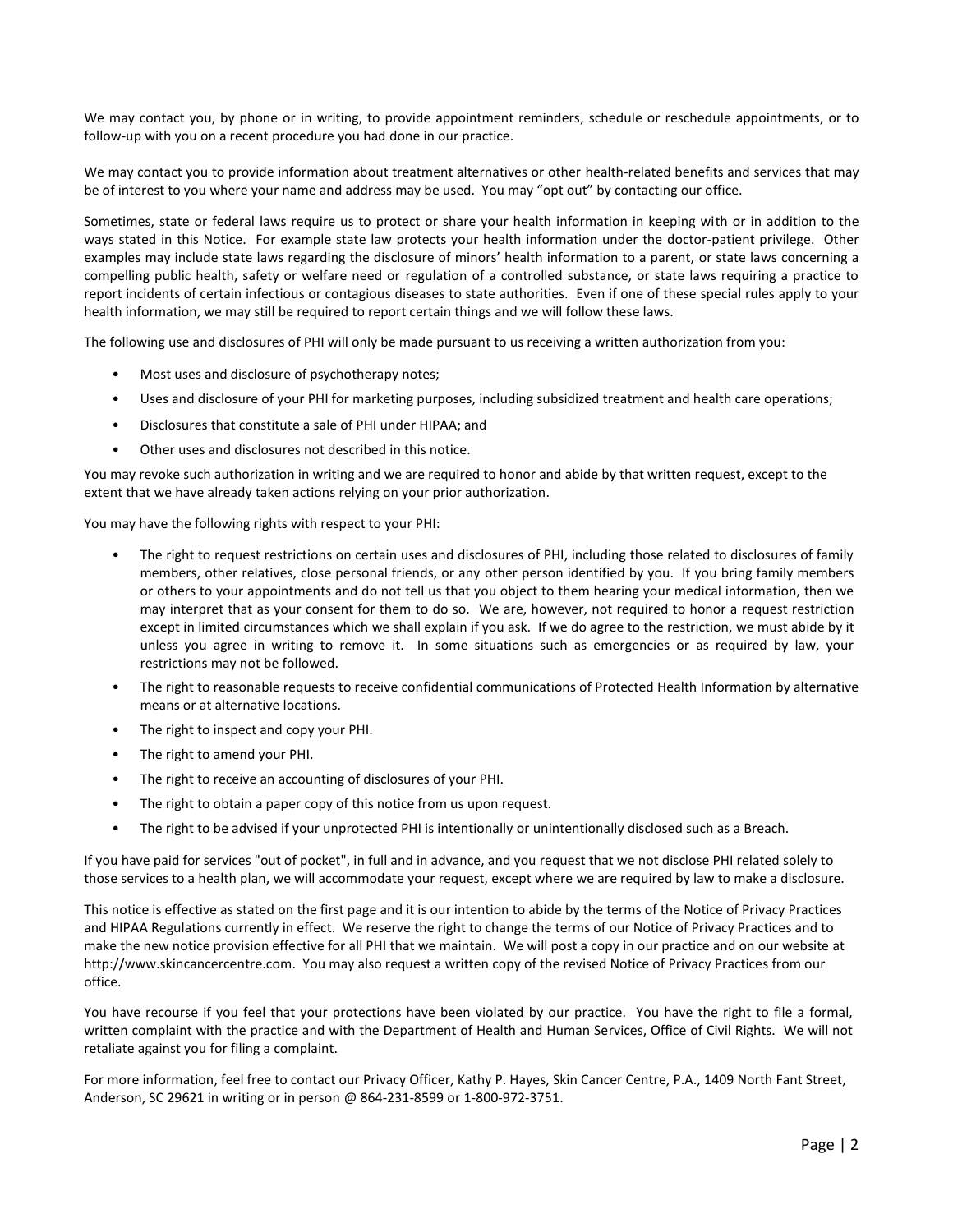We may contact you, by phone or in writing, to provide appointment reminders, schedule or reschedule appointments, or to follow-up with you on a recent procedure you had done in our practice.

We may contact you to provide information about treatment alternatives or other health-related benefits and services that may be of interest to you where your name and address may be used. You may "opt out" by contacting our office.

Sometimes, state or federal laws require us to protect or share your health information in keeping with or in addition to the ways stated in this Notice. For example state law protects your health information under the doctor-patient privilege. Other examples may include state laws regarding the disclosure of minors' health information to a parent, or state laws concerning a compelling public health, safety or welfare need or regulation of a controlled substance, or state laws requiring a practice to report incidents of certain infectious or contagious diseases to state authorities. Even if one of these special rules apply to your health information, we may still be required to report certain things and we will follow these laws.

The following use and disclosures of PHI will only be made pursuant to us receiving a written authorization from you:

- Most uses and disclosure of psychotherapy notes;
- Uses and disclosure of your PHI for marketing purposes, including subsidized treatment and health care operations;
- Disclosures that constitute a sale of PHI under HIPAA; and
- Other uses and disclosures not described in this notice.

You may revoke such authorization in writing and we are required to honor and abide by that written request, except to the extent that we have already taken actions relying on your prior authorization.

You may have the following rights with respect to your PHI:

- The right to request restrictions on certain uses and disclosures of PHI, including those related to disclosures of family members, other relatives, close personal friends, or any other person identified by you. If you bring family members or others to your appointments and do not tell us that you object to them hearing your medical information, then we may interpret that as your consent for them to do so. We are, however, not required to honor a request restriction except in limited circumstances which we shall explain if you ask. If we do agree to the restriction, we must abide by it unless you agree in writing to remove it. In some situations such as emergencies or as required by law, your restrictions may not be followed.
- The right to reasonable requests to receive confidential communications of Protected Health Information by alternative means or at alternative locations.
- The right to inspect and copy your PHI.
- The right to amend your PHI.
- The right to receive an accounting of disclosures of your PHI.
- The right to obtain a paper copy of this notice from us upon request.
- The right to be advised if your unprotected PHI is intentionally or unintentionally disclosed such as a Breach.

If you have paid for services "out of pocket", in full and in advance, and you request that we not disclose PHI related solely to those services to a health plan, we will accommodate your request, except where we are required by law to make a disclosure.

This notice is effective as stated on the first page and it is our intention to abide by the terms of the Notice of Privacy Practices and HIPAA Regulations currently in effect. We reserve the right to change the terms of our Notice of Privacy Practices and to make the new notice provision effective for all PHI that we maintain. We will post a copy in our practice and on our website at http://www.skincancercentre.com. You may also request a written copy of the revised Notice of Privacy Practices from our office.

You have recourse if you feel that your protections have been violated by our practice. You have the right to file a formal, written complaint with the practice and with the Department of Health and Human Services, Office of Civil Rights. We will not retaliate against you for filing a complaint.

For more information, feel free to contact our Privacy Officer, Kathy P. Hayes, Skin Cancer Centre, P.A., 1409 North Fant Street, Anderson, SC 29621 in writing or in person @ 864-231-8599 or 1-800-972-3751.